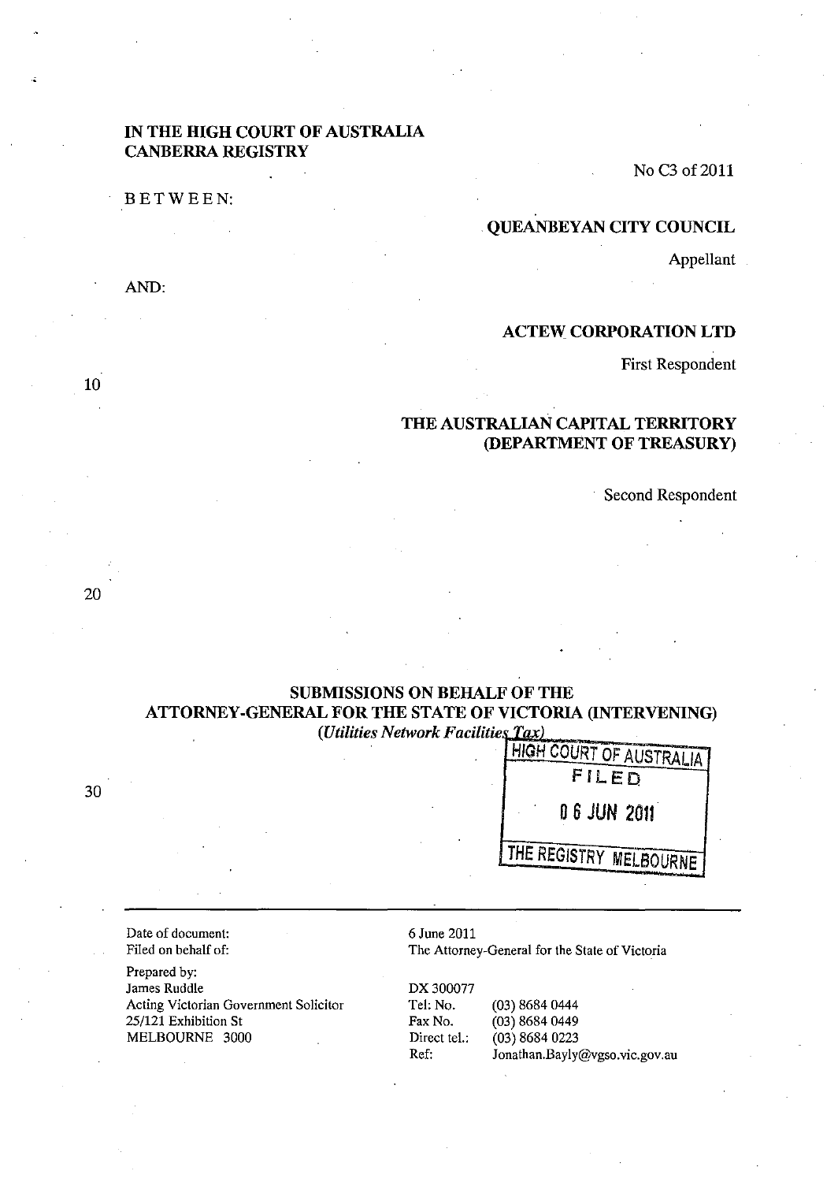**IN THE HIGH COURT OF AUSTRALIA**
**CANBERRA REGISTRY**

No C3 of 2011

BETWEEN:

**QUEANBEYAN CITY COUNCIL**

Appellant

AND:

**ACTEW CORPORATION LTD**

First Respondent

**THE AUSTRALIAN CAPITAL TERRITORY (DEPARTMENT OF TREASURY)**

Second Respondent

## SUBMISSIONS ON BEHALF OF THE ATTORNEY-GENERAL FOR THE STATE OF VICTORIA (INTERVENING)

*(Utilities Network Facilities Tax)*

HIGH COURT OF AUSTRALIA
FILED
06 JUN 2011
THE REGISTRY MELBOURNE

| | |
|---|---|
| Date of document: | 6 June 2011 |
| Filed on behalf of: | The Attorney-General for the State of Victoria |
| Prepared by: | DX 300077 |
| James Ruddle | Tel: No. (03) 8684 0444 |
| Acting Victorian Government Solicitor | Fax No. (03) 8684 0449 |
| 25/121 Exhibition St | Direct tel.: (03) 8684 0223 |
| MELBOURNE 3000 | Ref: Jonathan.Bayly@vgso.vic.gov.au |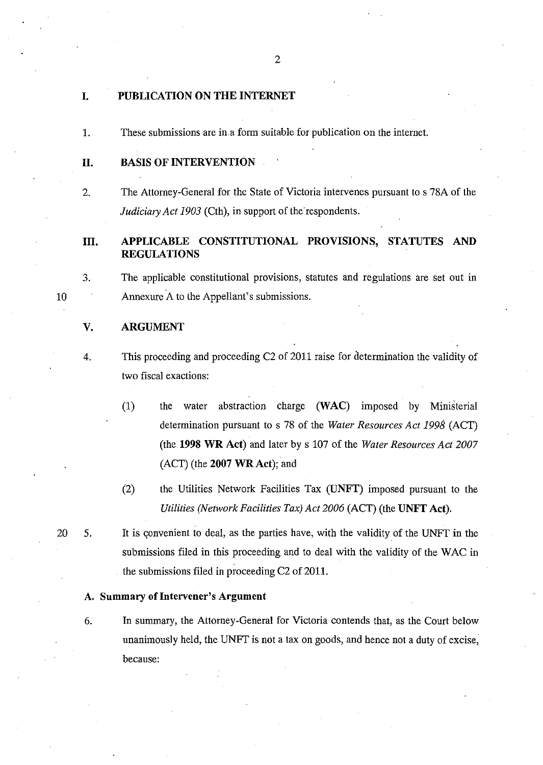## I. PUBLICATION ON THE INTERNET

1. These submissions are in a form suitable for publication on the internet.

## II. BASIS OF INTERVENTION

2. The Attorney-General for the State of Victoria intervenes pursuant to s 78A of the *Judiciary Act 1903* (Cth), in support of the respondents.

## III. APPLICABLE CONSTITUTIONAL PROVISIONS, STATUTES AND REGULATIONS

3. The applicable constitutional provisions, statutes and regulations are set out in Annexure A to the Appellant's submissions.

## V. ARGUMENT

4. This proceeding and proceeding C2 of 2011 raise for determination the validity of two fiscal exactions:

   (1) the water abstraction charge (**WAC**) imposed by Ministerial determination pursuant to s 78 of the *Water Resources Act 1998* (ACT) (the **1998 WR Act**) and later by s 107 of the *Water Resources Act 2007* (ACT) (the **2007 WR Act**); and

   (2) the Utilities Network Facilities Tax (**UNFT**) imposed pursuant to the *Utilities (Network Facilities Tax) Act 2006* (ACT) (the **UNFT Act**).

5. It is convenient to deal, as the parties have, with the validity of the UNFT in the submissions filed in this proceeding and to deal with the validity of the WAC in the submissions filed in proceeding C2 of 2011.

### A. Summary of Intervener's Argument

6. In summary, the Attorney-General for Victoria contends that, as the Court below unanimously held, the UNFT is not a tax on goods, and hence not a duty of excise, because: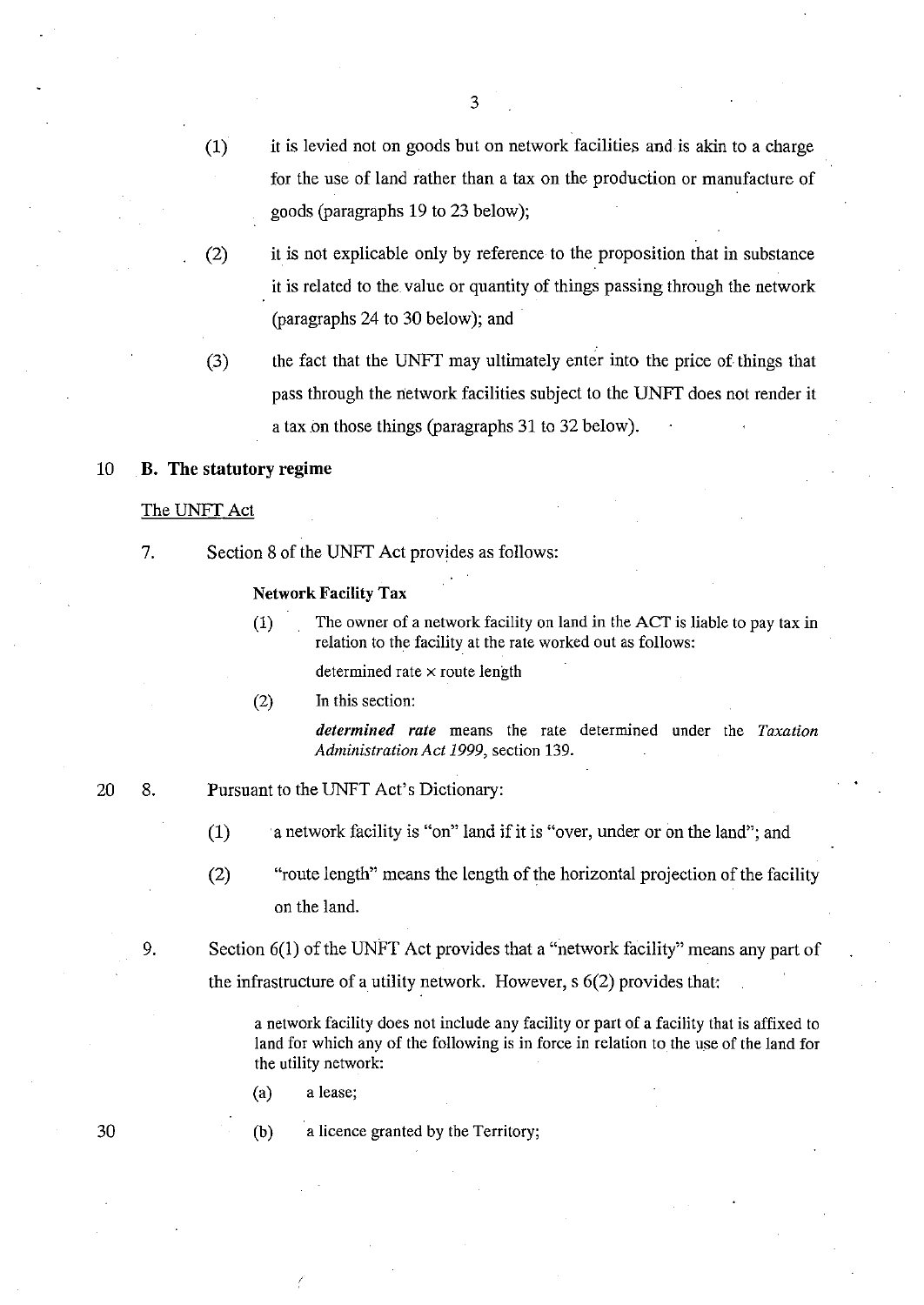(1) it is levied not on goods but on network facilities and is akin to a charge for the use of land rather than a tax on the production or manufacture of goods (paragraphs 19 to 23 below);

(2) it is not explicable only by reference to the proposition that in substance it is related to the value or quantity of things passing through the network (paragraphs 24 to 30 below); and

(3) the fact that the UNFT may ultimately enter into the price of things that pass through the network facilities subject to the UNFT does not render it a tax on those things (paragraphs 31 to 32 below).

## B. The statutory regime

The UNFT Act

7. Section 8 of the UNFT Act provides as follows:

> **Network Facility Tax**
>
> (1) The owner of a network facility on land in the ACT is liable to pay tax in relation to the facility at the rate worked out as follows:
>
> determined rate × route length
>
> (2) In this section:
>
> ***determined rate*** means the rate determined under the *Taxation Administration Act 1999*, section 139.

8. Pursuant to the UNFT Act's Dictionary:

(1) a network facility is "on" land if it is "over, under or on the land"; and

(2) "route length" means the length of the horizontal projection of the facility on the land.

9. Section 6(1) of the UNFT Act provides that a "network facility" means any part of the infrastructure of a utility network. However, s 6(2) provides that:

> a network facility does not include any facility or part of a facility that is affixed to land for which any of the following is in force in relation to the use of the land for the utility network:
>
> (a) a lease;
>
> (b) a licence granted by the Territory;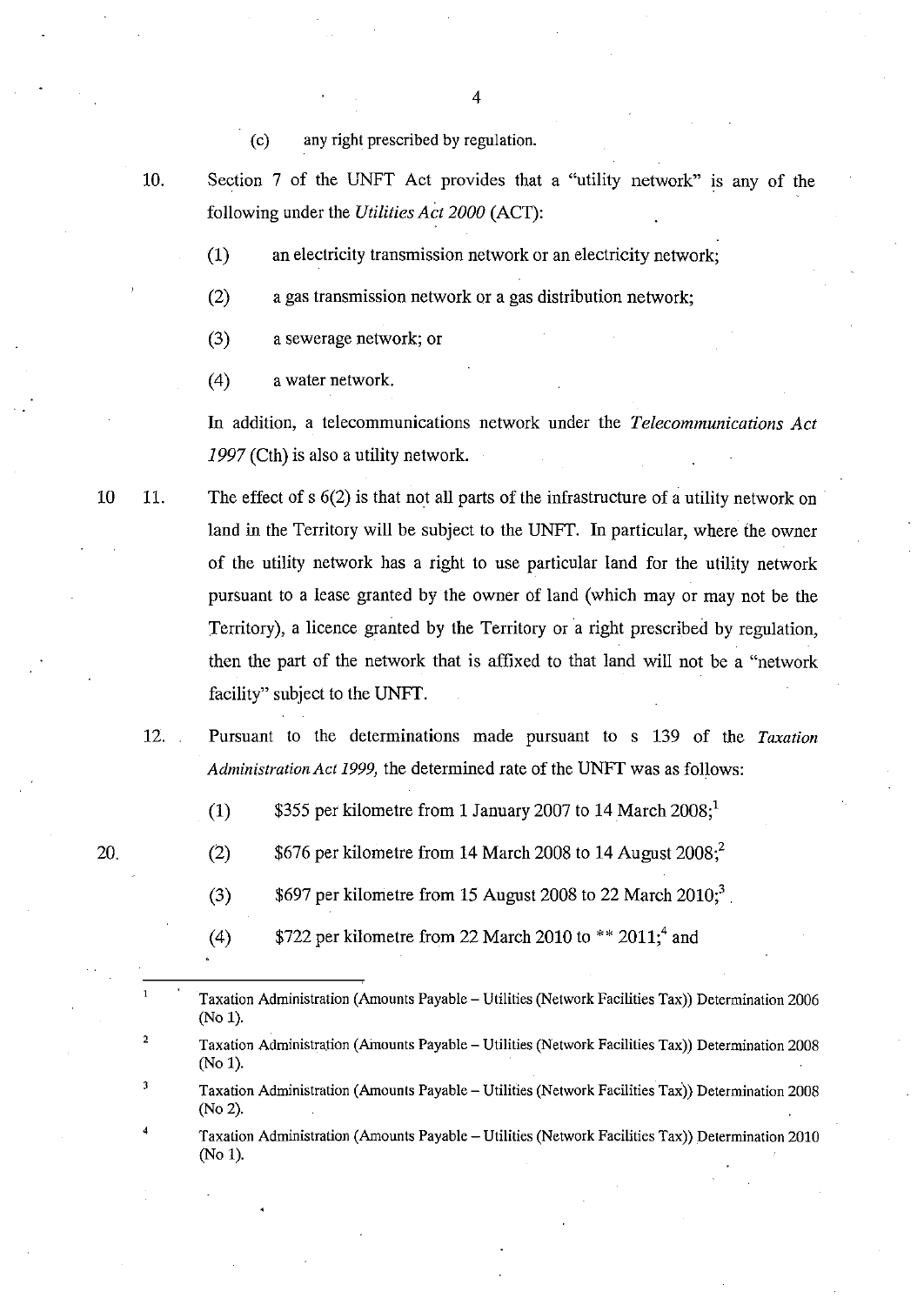(c) any right prescribed by regulation.

10. Section 7 of the UNFT Act provides that a "utility network" is any of the following under the *Utilities Act 2000* (ACT):

    (1) an electricity transmission network or an electricity network;

    (2) a gas transmission network or a gas distribution network;

    (3) a sewerage network; or

    (4) a water network.

    In addition, a telecommunications network under the *Telecommunications Act 1997* (Cth) is also a utility network.

11. The effect of s 6(2) is that not all parts of the infrastructure of a utility network on land in the Territory will be subject to the UNFT. In particular, where the owner of the utility network has a right to use particular land for the utility network pursuant to a lease granted by the owner of land (which may or may not be the Territory), a licence granted by the Territory or a right prescribed by regulation, then the part of the network that is affixed to that land will not be a "network facility" subject to the UNFT.

12. Pursuant to the determinations made pursuant to s 139 of the *Taxation Administration Act 1999*, the determined rate of the UNFT was as follows:

    (1) $355 per kilometre from 1 January 2007 to 14 March 2008;[1]

    (2) $676 per kilometre from 14 March 2008 to 14 August 2008;[2]

    (3) $697 per kilometre from 15 August 2008 to 22 March 2010;[3]

    (4) $722 per kilometre from 22 March 2010 to ** 2011;[4] and

---

[1] Taxation Administration (Amounts Payable – Utilities (Network Facilities Tax)) Determination 2006 (No 1).

[2] Taxation Administration (Amounts Payable – Utilities (Network Facilities Tax)) Determination 2008 (No 1).

[3] Taxation Administration (Amounts Payable – Utilities (Network Facilities Tax)) Determination 2008 (No 2).

[4] Taxation Administration (Amounts Payable – Utilities (Network Facilities Tax)) Determination 2010 (No 1).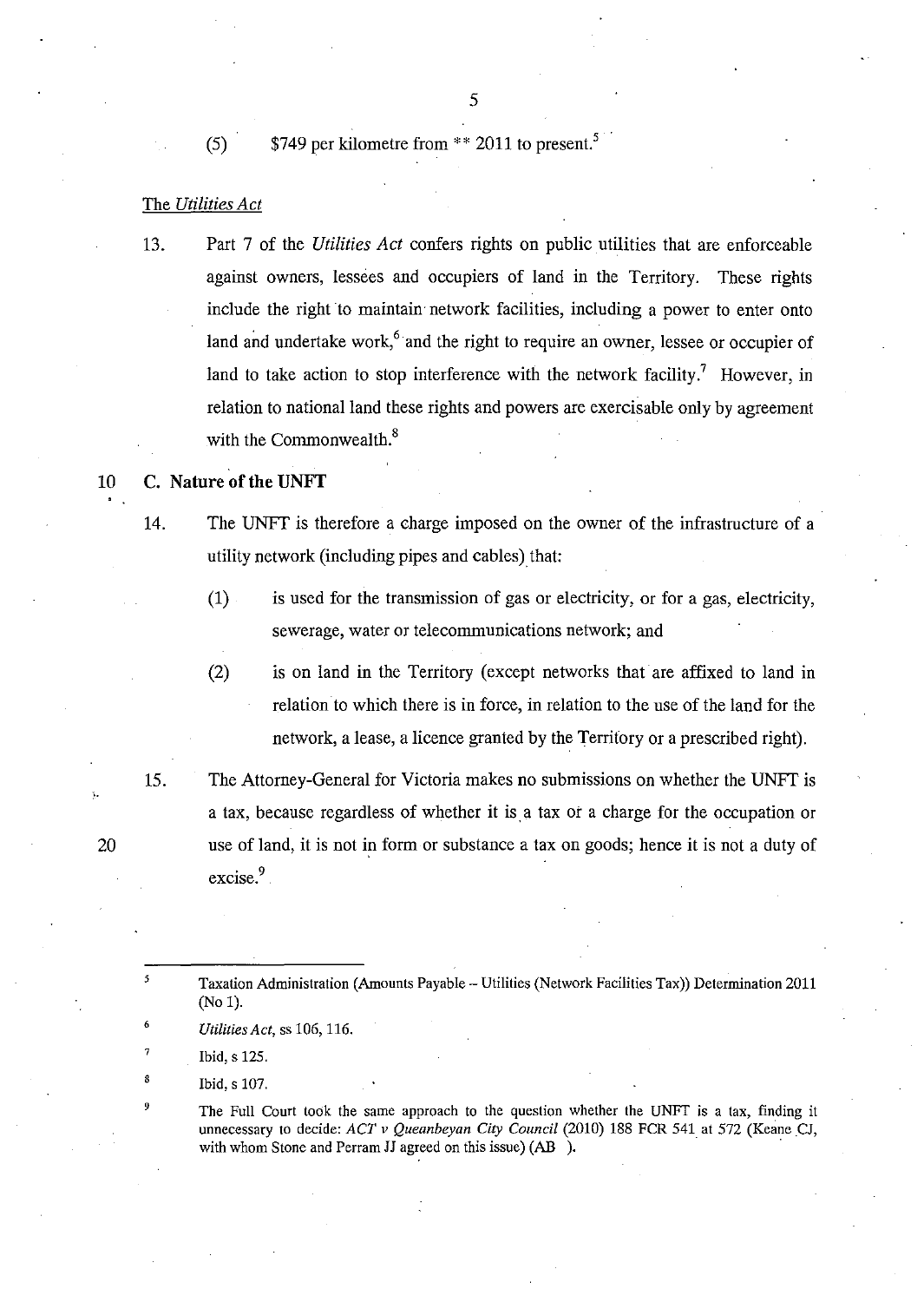(5) $749 per kilometre from ** 2011 to present.[5]

*The Utilities Act*

13. Part 7 of the *Utilities Act* confers rights on public utilities that are enforceable against owners, lessees and occupiers of land in the Territory. These rights include the right to maintain network facilities, including a power to enter onto land and undertake work,[6] and the right to require an owner, lessee or occupier of land to take action to stop interference with the network facility.[7] However, in relation to national land these rights and powers are exercisable only by agreement with the Commonwealth.[8]

## C. Nature of the UNFT

14. The UNFT is therefore a charge imposed on the owner of the infrastructure of a utility network (including pipes and cables) that:

    (1) is used for the transmission of gas or electricity, or for a gas, electricity, sewerage, water or telecommunications network; and

    (2) is on land in the Territory (except networks that are affixed to land in relation to which there is in force, in relation to the use of the land for the network, a lease, a licence granted by the Territory or a prescribed right).

15. The Attorney-General for Victoria makes no submissions on whether the UNFT is a tax, because regardless of whether it is a tax or a charge for the occupation or use of land, it is not in form or substance a tax on goods; hence it is not a duty of excise.[9]

---

[5] Taxation Administration (Amounts Payable – Utilities (Network Facilities Tax)) Determination 2011 (No 1).

[6] *Utilities Act*, ss 106, 116.

[7] Ibid, s 125.

[8] Ibid, s 107.

[9] The Full Court took the same approach to the question whether the UNFT is a tax, finding it unnecessary to decide: *ACT v Queanbeyan City Council* (2010) 188 FCR 541 at 572 (Keane CJ, with whom Stone and Perram JJ agreed on this issue) (AB ).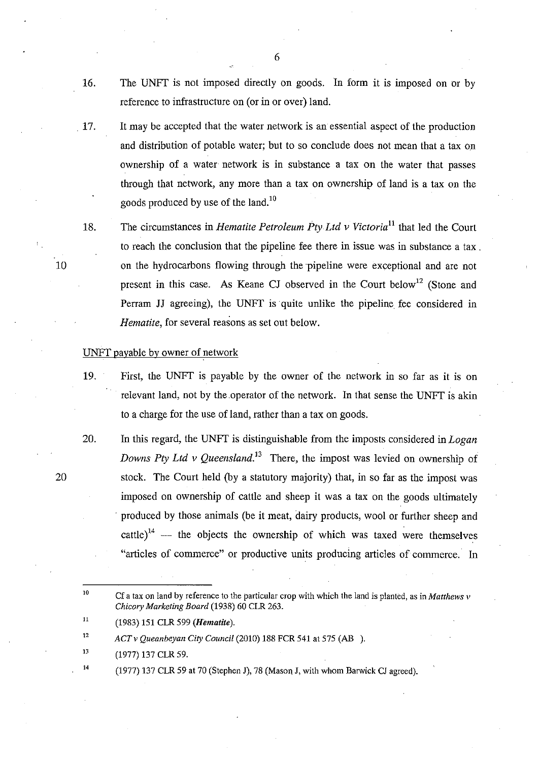16. The UNFT is not imposed directly on goods. In form it is imposed on or by reference to infrastructure on (or in or over) land.

17. It may be accepted that the water network is an essential aspect of the production and distribution of potable water; but to so conclude does not mean that a tax on ownership of a water network is in substance a tax on the water that passes through that network, any more than a tax on ownership of land is a tax on the goods produced by use of the land.[10]

18. The circumstances in *Hematite Petroleum Pty Ltd v Victoria*[11] that led the Court to reach the conclusion that the pipeline fee there in issue was in substance a tax on the hydrocarbons flowing through the pipeline were exceptional and are not present in this case. As Keane CJ observed in the Court below[12] (Stone and Perram JJ agreeing), the UNFT is quite unlike the pipeline fee considered in *Hematite*, for several reasons as set out below.

UNFT payable by owner of network

19. First, the UNFT is payable by the owner of the network in so far as it is on relevant land, not by the operator of the network. In that sense the UNFT is akin to a charge for the use of land, rather than a tax on goods.

20. In this regard, the UNFT is distinguishable from the imposts considered in *Logan Downs Pty Ltd v Queensland*.[13] There, the impost was levied on ownership of stock. The Court held (by a statutory majority) that, in so far as the impost was imposed on ownership of cattle and sheep it was a tax on the goods ultimately produced by those animals (be it meat, dairy products, wool or further sheep and cattle)[14] — the objects the ownership of which was taxed were themselves "articles of commerce" or productive units producing articles of commerce. In

---

[10] Cf a tax on land by reference to the particular crop with which the land is planted, as in *Matthews v Chicory Marketing Board* (1938) 60 CLR 263.

[11] (1983) 151 CLR 599 (***Hematite***).

[12] *ACT v Queanbeyan City Council* (2010) 188 FCR 541 at 575 (AB ).

[13] (1977) 137 CLR 59.

[14] (1977) 137 CLR 59 at 70 (Stephen J), 78 (Mason J, with whom Barwick CJ agreed).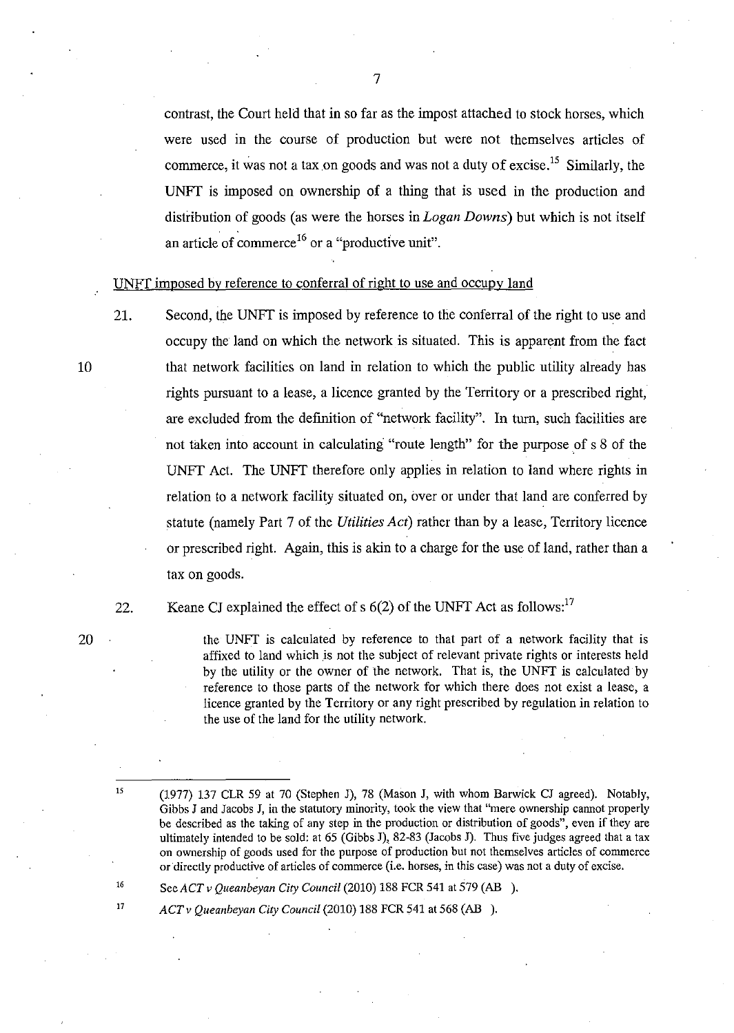contrast, the Court held that in so far as the impost attached to stock horses, which were used in the course of production but were not themselves articles of commerce, it was not a tax on goods and was not a duty of excise.[15] Similarly, the UNFT is imposed on ownership of a thing that is used in the production and distribution of goods (as were the horses in *Logan Downs*) but which is not itself an article of commerce[16] or a "productive unit".

UNFT imposed by reference to conferral of right to use and occupy land

21. Second, the UNFT is imposed by reference to the conferral of the right to use and occupy the land on which the network is situated. This is apparent from the fact that network facilities on land in relation to which the public utility already has rights pursuant to a lease, a licence granted by the Territory or a prescribed right, are excluded from the definition of "network facility". In turn, such facilities are not taken into account in calculating "route length" for the purpose of s 8 of the UNFT Act. The UNFT therefore only applies in relation to land where rights in relation to a network facility situated on, over or under that land are conferred by statute (namely Part 7 of the *Utilities Act*) rather than by a lease, Territory licence or prescribed right. Again, this is akin to a charge for the use of land, rather than a tax on goods.

22. Keane CJ explained the effect of s 6(2) of the UNFT Act as follows:[17]

> the UNFT is calculated by reference to that part of a network facility that is affixed to land which is not the subject of relevant private rights or interests held by the utility or the owner of the network. That is, the UNFT is calculated by reference to those parts of the network for which there does not exist a lease, a licence granted by the Territory or any right prescribed by regulation in relation to the use of the land for the utility network.

---

[15] (1977) 137 CLR 59 at 70 (Stephen J), 78 (Mason J, with whom Barwick CJ agreed). Notably, Gibbs J and Jacobs J, in the statutory minority, took the view that "mere ownership cannot properly be described as the taking of any step in the production or distribution of goods", even if they are ultimately intended to be sold: at 65 (Gibbs J), 82-83 (Jacobs J). Thus five judges agreed that a tax on ownership of goods used for the purpose of production but not themselves articles of commerce or directly productive of articles of commerce (i.e. horses, in this case) was not a duty of excise.

[16] See *ACT v Queanbeyan City Council* (2010) 188 FCR 541 at 579 (AB ).

[17] *ACT v Queanbeyan City Council* (2010) 188 FCR 541 at 568 (AB ).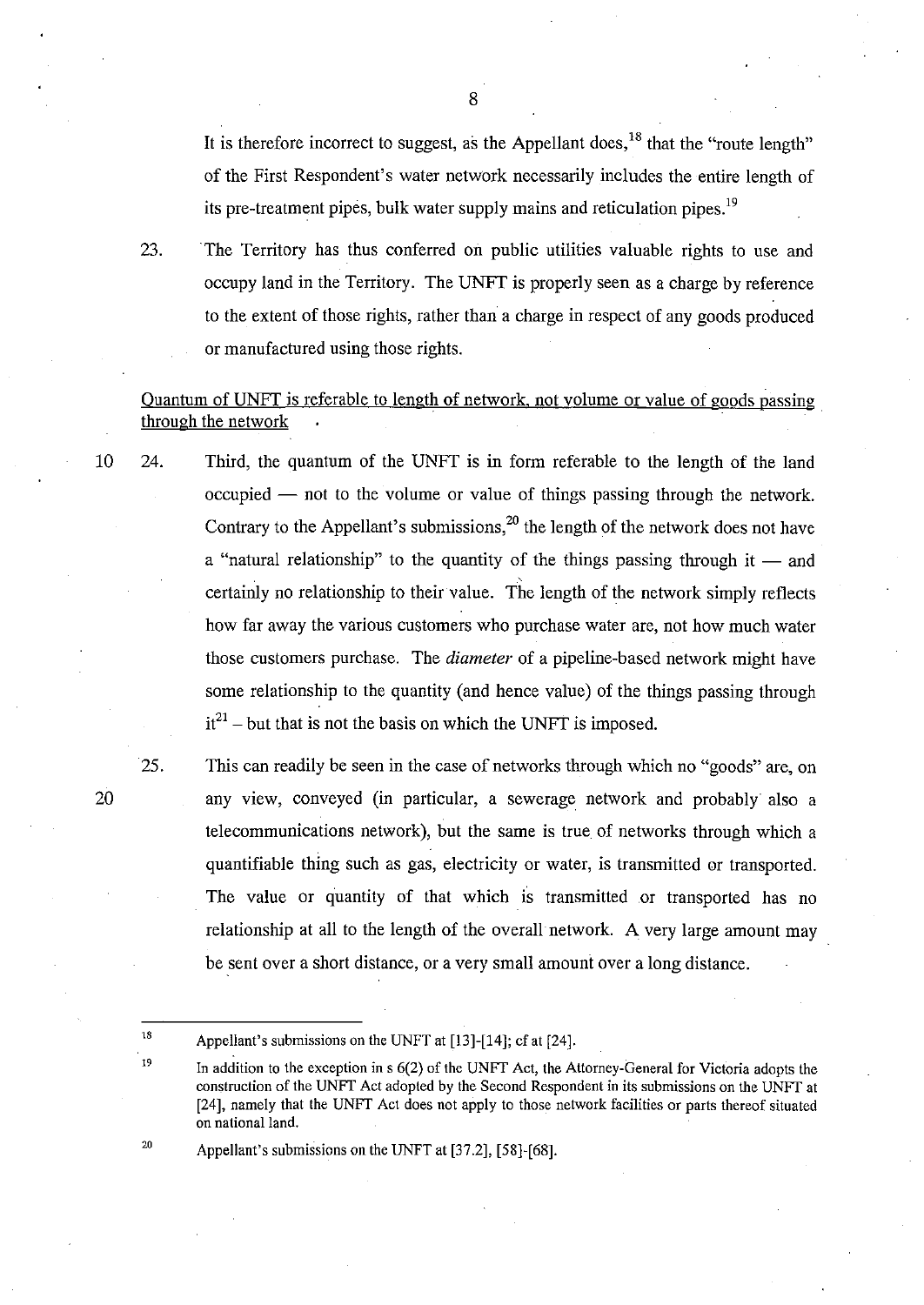It is therefore incorrect to suggest, as the Appellant does,[18] that the "route length" of the First Respondent's water network necessarily includes the entire length of its pre-treatment pipes, bulk water supply mains and reticulation pipes.[19]

23. The Territory has thus conferred on public utilities valuable rights to use and occupy land in the Territory. The UNFT is properly seen as a charge by reference to the extent of those rights, rather than a charge in respect of any goods produced or manufactured using those rights.

Quantum of UNFT is referable to length of network, not volume or value of goods passing through the network

24. Third, the quantum of the UNFT is in form referable to the length of the land occupied — not to the volume or value of things passing through the network. Contrary to the Appellant's submissions,[20] the length of the network does not have a "natural relationship" to the quantity of the things passing through it — and certainly no relationship to their value. The length of the network simply reflects how far away the various customers who purchase water are, not how much water those customers purchase. The *diameter* of a pipeline-based network might have some relationship to the quantity (and hence value) of the things passing through it[21] – but that is not the basis on which the UNFT is imposed.

25. This can readily be seen in the case of networks through which no "goods" are, on any view, conveyed (in particular, a sewerage network and probably also a telecommunications network), but the same is true of networks through which a quantifiable thing such as gas, electricity or water, is transmitted or transported. The value or quantity of that which is transmitted or transported has no relationship at all to the length of the overall network. A very large amount may be sent over a short distance, or a very small amount over a long distance.

---

[18] Appellant's submissions on the UNFT at [13]-[14]; cf at [24].

[19] In addition to the exception in s 6(2) of the UNFT Act, the Attorney-General for Victoria adopts the construction of the UNFT Act adopted by the Second Respondent in its submissions on the UNFT at [24], namely that the UNFT Act does not apply to those network facilities or parts thereof situated on national land.

[20] Appellant's submissions on the UNFT at [37.2], [58]-[68].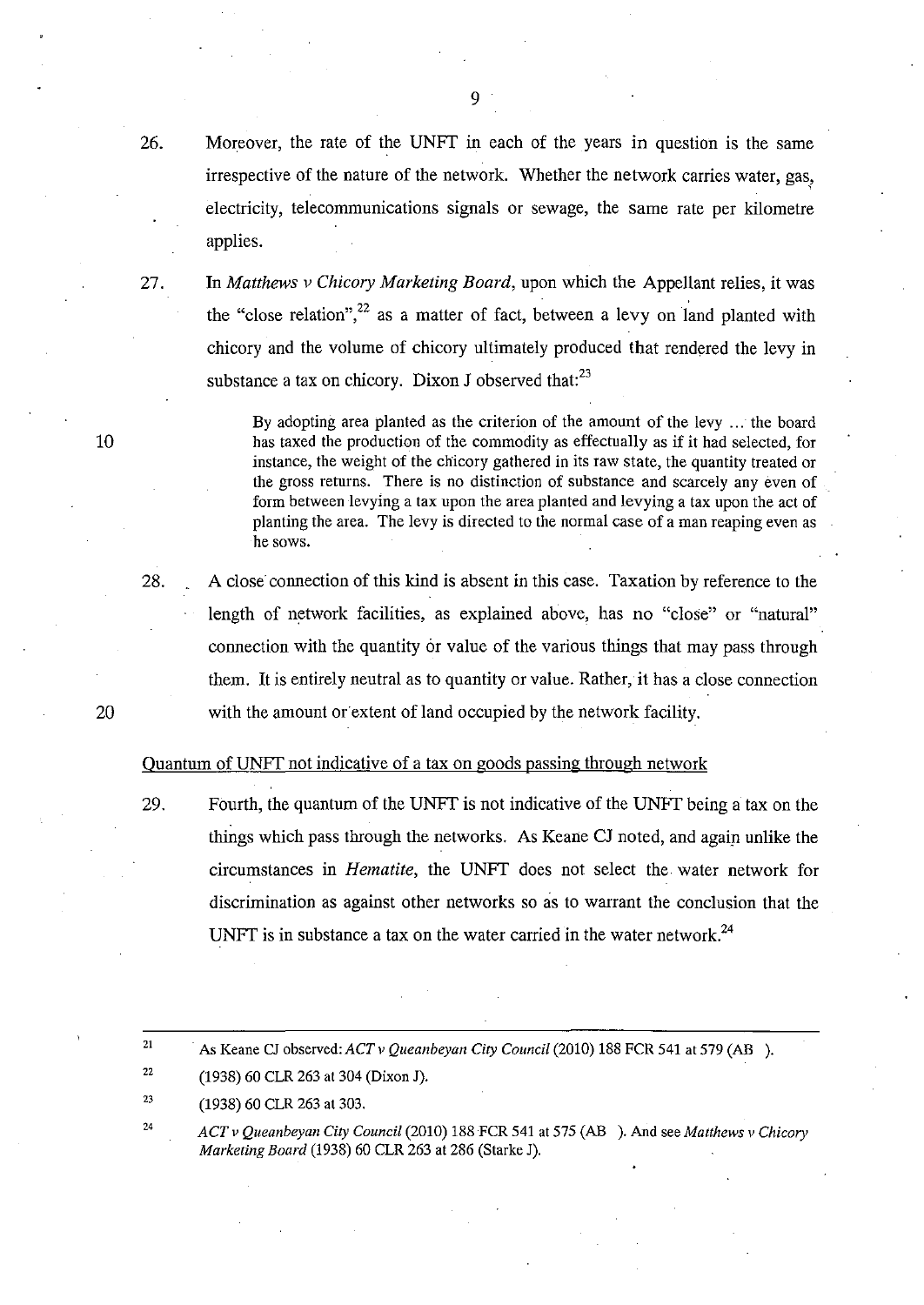26. Moreover, the rate of the UNFT in each of the years in question is the same irrespective of the nature of the network. Whether the network carries water, gas, electricity, telecommunications signals or sewage, the same rate per kilometre applies.

27. In *Matthews v Chicory Marketing Board*, upon which the Appellant relies, it was the "close relation",[22] as a matter of fact, between a levy on land planted with chicory and the volume of chicory ultimately produced that rendered the levy in substance a tax on chicory. Dixon J observed that:[23]

> By adopting area planted as the criterion of the amount of the levy ... the board has taxed the production of the commodity as effectually as if it had selected, for instance, the weight of the chicory gathered in its raw state, the quantity treated or the gross returns. There is no distinction of substance and scarcely any even of form between levying a tax upon the area planted and levying a tax upon the act of planting the area. The levy is directed to the normal case of a man reaping even as he sows.

28. A close connection of this kind is absent in this case. Taxation by reference to the length of network facilities, as explained above, has no "close" or "natural" connection with the quantity or value of the various things that may pass through them. It is entirely neutral as to quantity or value. Rather, it has a close connection with the amount or extent of land occupied by the network facility.

<u>Quantum of UNFT not indicative of a tax on goods passing through network</u>

29. Fourth, the quantum of the UNFT is not indicative of the UNFT being a tax on the things which pass through the networks. As Keane CJ noted, and again unlike the circumstances in *Hematite*, the UNFT does not select the water network for discrimination as against other networks so as to warrant the conclusion that the UNFT is in substance a tax on the water carried in the water network.[24]

---

[21] As Keane CJ observed: *ACT v Queanbeyan City Council* (2010) 188 FCR 541 at 579 (AB ).

[22] (1938) 60 CLR 263 at 304 (Dixon J).

[23] (1938) 60 CLR 263 at 303.

[24] *ACT v Queanbeyan City Council* (2010) 188 FCR 541 at 575 (AB ). And see *Matthews v Chicory Marketing Board* (1938) 60 CLR 263 at 286 (Starke J).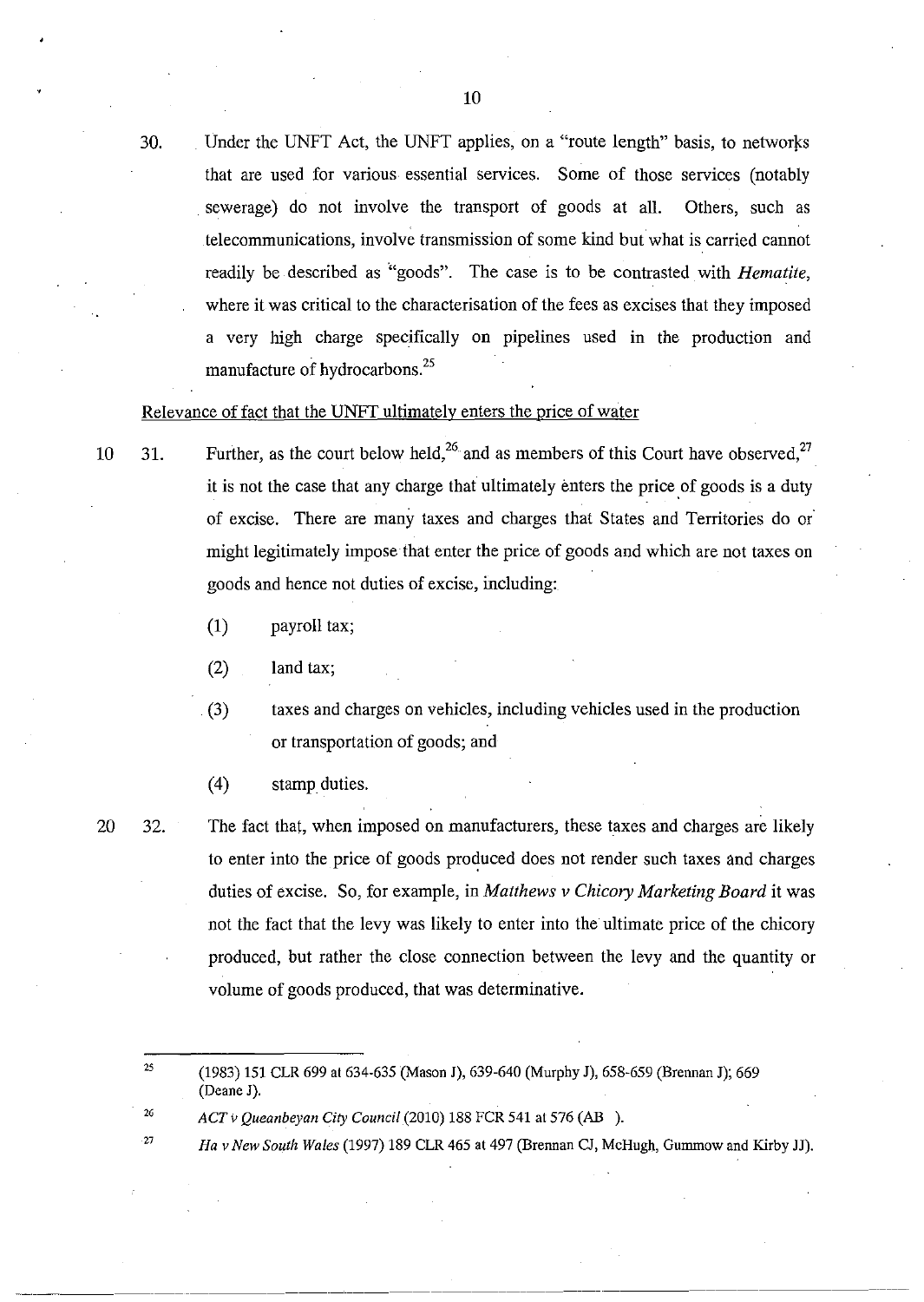30. Under the UNFT Act, the UNFT applies, on a "route length" basis, to networks that are used for various essential services. Some of those services (notably sewerage) do not involve the transport of goods at all. Others, such as telecommunications, involve transmission of some kind but what is carried cannot readily be described as "goods". The case is to be contrasted with *Hematite*, where it was critical to the characterisation of the fees as excises that they imposed a very high charge specifically on pipelines used in the production and manufacture of hydrocarbons.[25]

<u>Relevance of fact that the UNFT ultimately enters the price of water</u>

31. Further, as the court below held,[26] and as members of this Court have observed,[27] it is not the case that any charge that ultimately enters the price of goods is a duty of excise. There are many taxes and charges that States and Territories do or might legitimately impose that enter the price of goods and which are not taxes on goods and hence not duties of excise, including:

    (1) payroll tax;

    (2) land tax;

    (3) taxes and charges on vehicles, including vehicles used in the production or transportation of goods; and

    (4) stamp duties.

32. The fact that, when imposed on manufacturers, these taxes and charges are likely to enter into the price of goods produced does not render such taxes and charges duties of excise. So, for example, in *Matthews v Chicory Marketing Board* it was not the fact that the levy was likely to enter into the ultimate price of the chicory produced, but rather the close connection between the levy and the quantity or volume of goods produced, that was determinative.

---

[25] (1983) 151 CLR 699 at 634-635 (Mason J), 639-640 (Murphy J), 658-659 (Brennan J); 669 (Deane J).

[26] *ACT v Queanbeyan City Council* (2010) 188 FCR 541 at 576 (AB ).

[27] *Ha v New South Wales* (1997) 189 CLR 465 at 497 (Brennan CJ, McHugh, Gummow and Kirby JJ).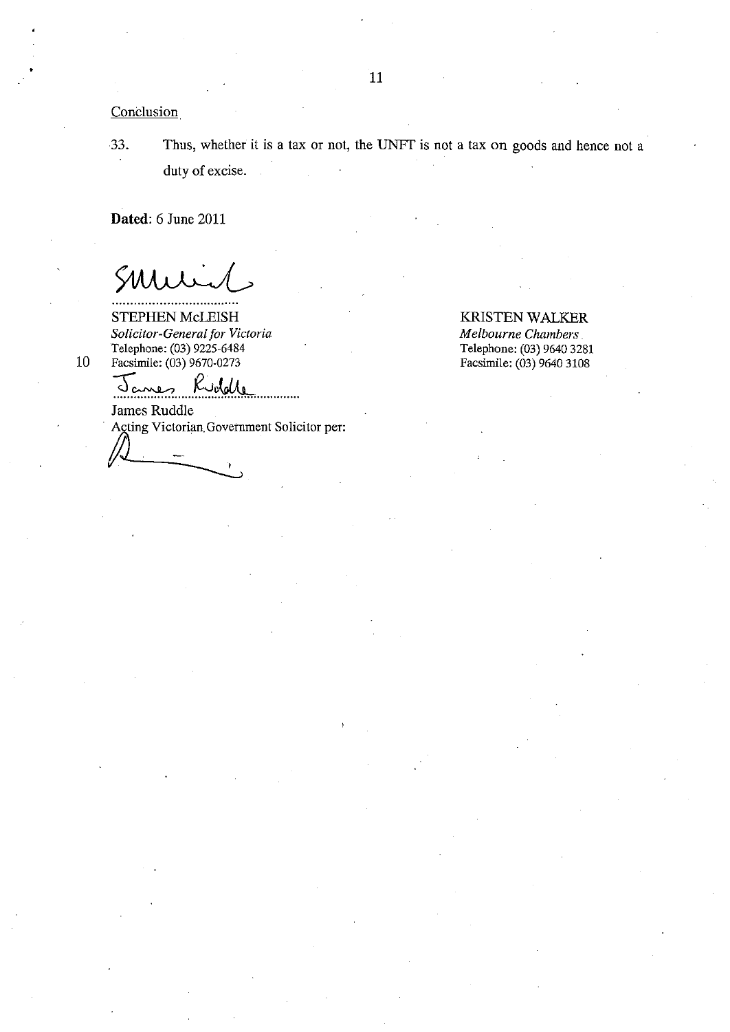Conclusion

33. Thus, whether it is a tax or not, the UNFT is not a tax on goods and hence not a duty of excise.

**Dated**: 6 June 2011

..................................

STEPHEN McLEISH
*Solicitor-General for Victoria*
Telephone: (03) 9225-6484
Facsimile: (03) 9670-0273

KRISTEN WALKER
*Melbourne Chambers*
Telephone: (03) 9640 3281
Facsimile: (03) 9640 3108

..................................

James Ruddle
Acting Victorian Government Solicitor per: